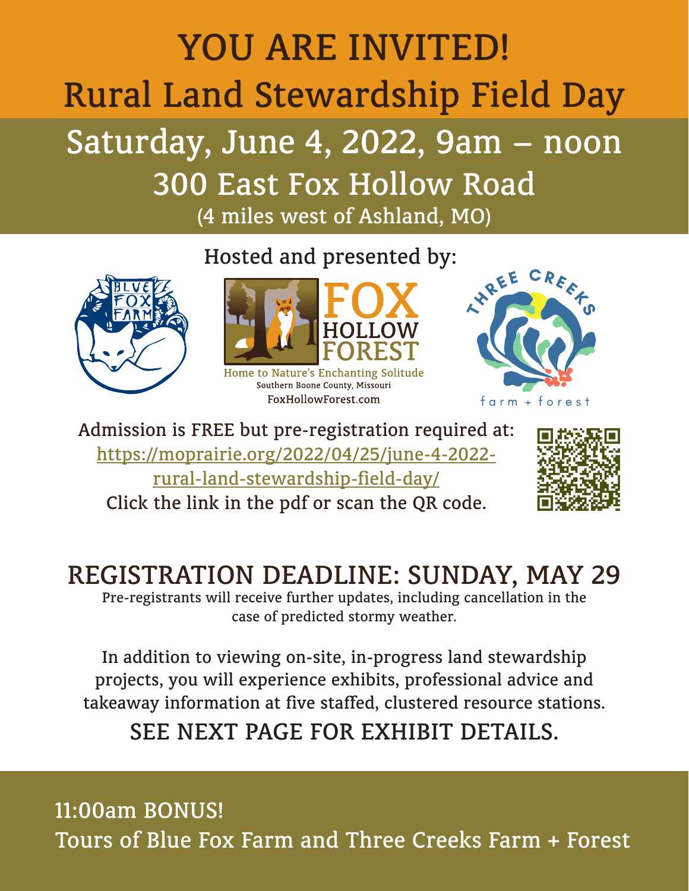# YOU ARE INVITED!

# Rural Land Stewardship Field Day

## Saturday, June 4, 2022, 9am – noon

## 300 East Fox Hollow Road

(4 miles west of Ashland, MO)

Hosted and presented by:

BLUE FOX FARM

FOX HOLLOW FOREST
Home to Nature's Enchanting Solitude
Southern Boone County, Missouri
FoxHollowForest.com

THREE CREEKS farm + forest

Admission is FREE but pre-registration required at:
https://moprairie.org/2022/04/25/june-4-2022-rural-land-stewardship-field-day/
Click the link in the pdf or scan the QR code.

## REGISTRATION DEADLINE: SUNDAY, MAY 29

Pre-registrants will receive further updates, including cancellation in the case of predicted stormy weather.

In addition to viewing on-site, in-progress land stewardship projects, you will experience exhibits, professional advice and takeaway information at five staffed, clustered resource stations.

## SEE NEXT PAGE FOR EXHIBIT DETAILS.

11:00am BONUS!
Tours of Blue Fox Farm and Three Creeks Farm + Forest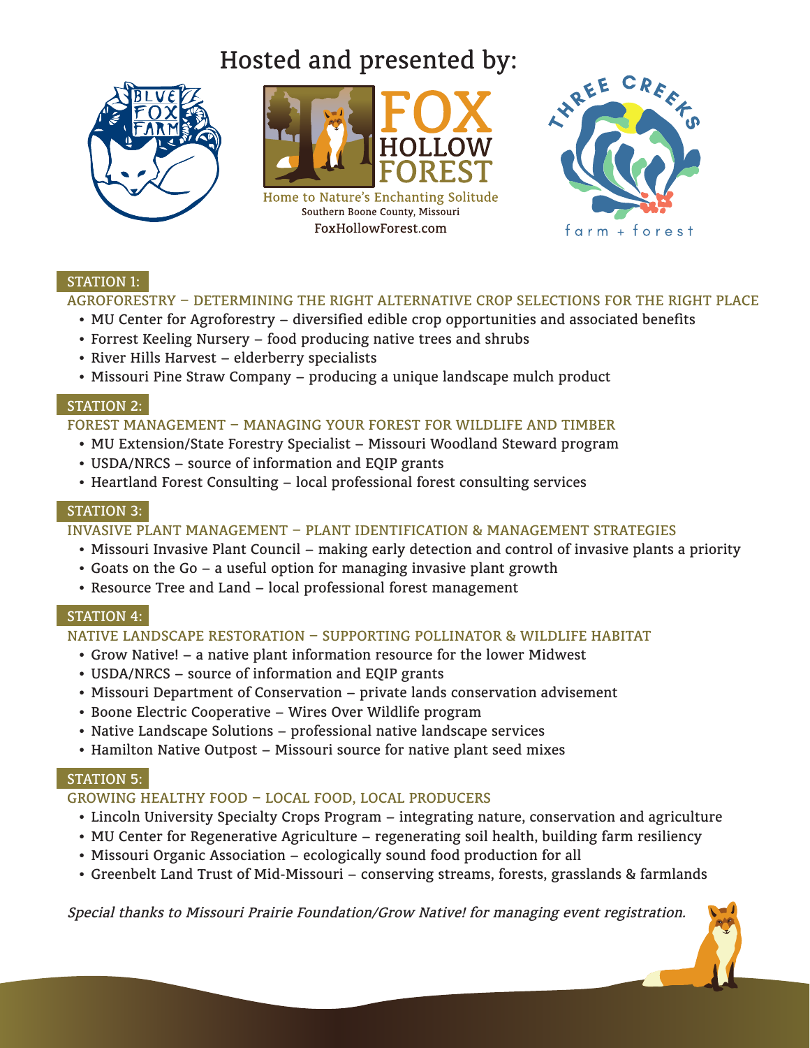# Hosted and presented by:

BLUE FOX FARM

FOX HOLLOW FOREST

Home to Nature's Enchanting Solitude
Southern Boone County, Missouri
FoxHollowForest.com

THREE CREEKS
farm + forest

**STATION 1:**

### AGROFORESTRY – DETERMINING THE RIGHT ALTERNATIVE CROP SELECTIONS FOR THE RIGHT PLACE

- MU Center for Agroforestry – diversified edible crop opportunities and associated benefits
- Forrest Keeling Nursery – food producing native trees and shrubs
- River Hills Harvest – elderberry specialists
- Missouri Pine Straw Company – producing a unique landscape mulch product

**STATION 2:**

### FOREST MANAGEMENT – MANAGING YOUR FOREST FOR WILDLIFE AND TIMBER

- MU Extension/State Forestry Specialist – Missouri Woodland Steward program
- USDA/NRCS – source of information and EQIP grants
- Heartland Forest Consulting – local professional forest consulting services

**STATION 3:**

### INVASIVE PLANT MANAGEMENT – PLANT IDENTIFICATION & MANAGEMENT STRATEGIES

- Missouri Invasive Plant Council – making early detection and control of invasive plants a priority
- Goats on the Go – a useful option for managing invasive plant growth
- Resource Tree and Land – local professional forest management

**STATION 4:**

### NATIVE LANDSCAPE RESTORATION – SUPPORTING POLLINATOR & WILDLIFE HABITAT

- Grow Native! – a native plant information resource for the lower Midwest
- USDA/NRCS – source of information and EQIP grants
- Missouri Department of Conservation – private lands conservation advisement
- Boone Electric Cooperative – Wires Over Wildlife program
- Native Landscape Solutions – professional native landscape services
- Hamilton Native Outpost – Missouri source for native plant seed mixes

**STATION 5:**

### GROWING HEALTHY FOOD – LOCAL FOOD, LOCAL PRODUCERS

- Lincoln University Specialty Crops Program – integrating nature, conservation and agriculture
- MU Center for Regenerative Agriculture – regenerating soil health, building farm resiliency
- Missouri Organic Association – ecologically sound food production for all
- Greenbelt Land Trust of Mid-Missouri – conserving streams, forests, grasslands & farmlands

*Special thanks to Missouri Prairie Foundation/Grow Native! for managing event registration.*